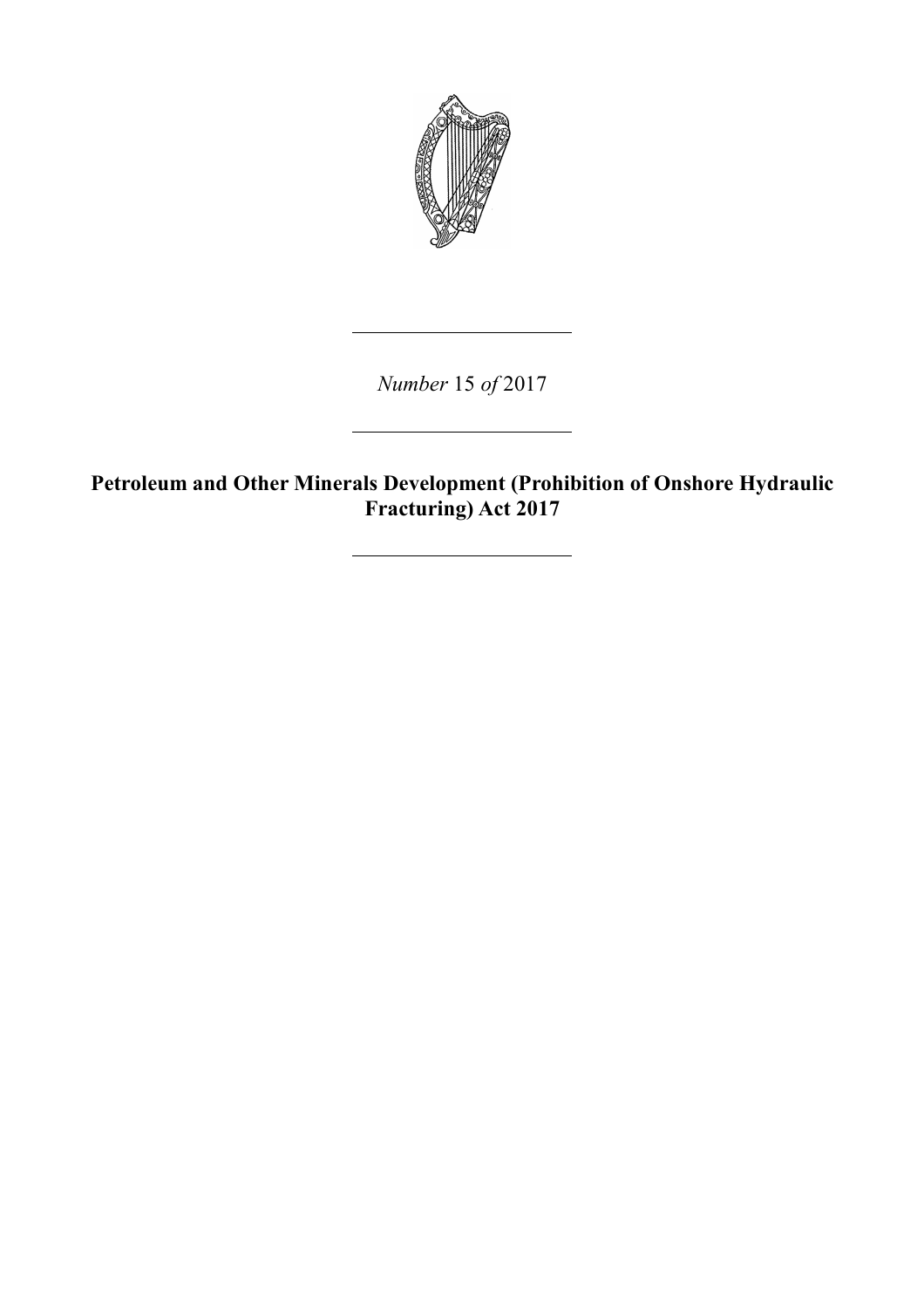*Number* 15 *of* 2017

# Petroleum and Other Minerals Development (Prohibition of Onshore Hydraulic Fracturing) Act 2017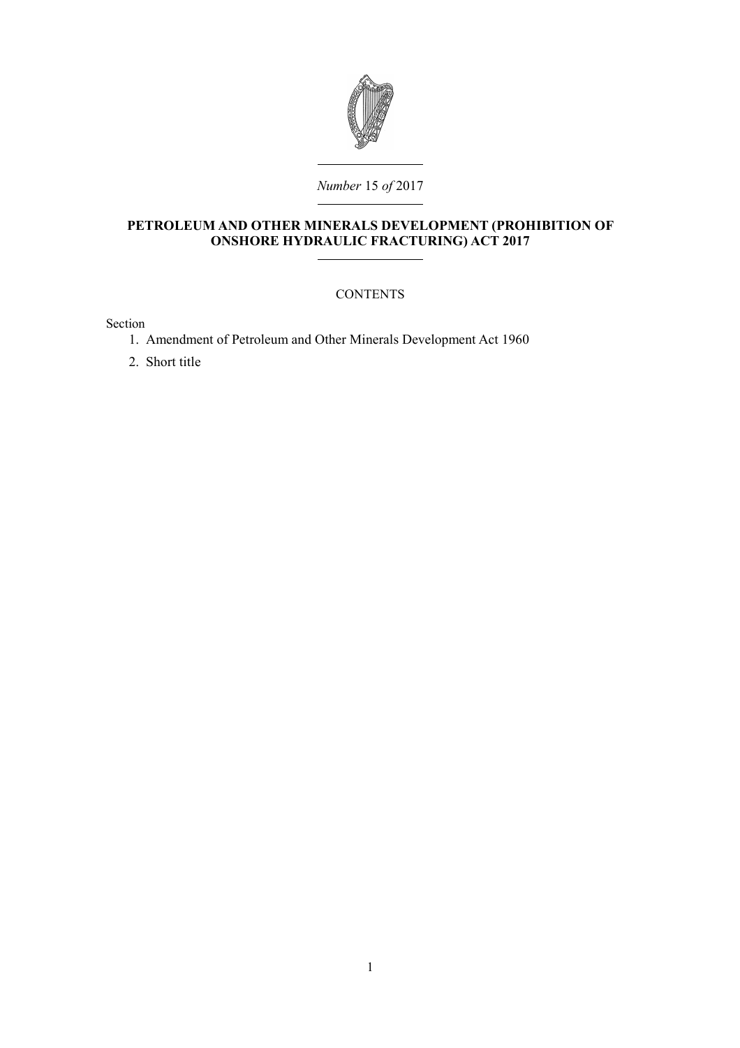*Number* 15 *of* 2017

**PETROLEUM AND OTHER MINERALS DEVELOPMENT (PROHIBITION OF ONSHORE HYDRAULIC FRACTURING) ACT 2017**

CONTENTS

Section

1. Amendment of Petroleum and Other Minerals Development Act 1960
2. Short title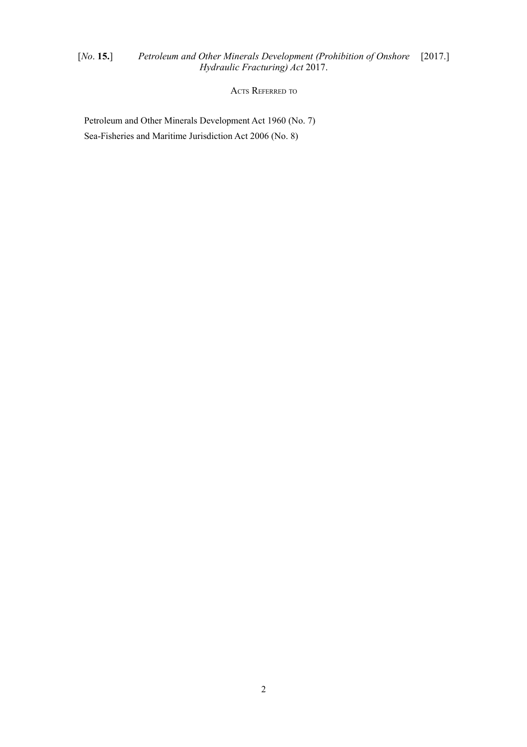## Acts Referred to

Petroleum and Other Minerals Development Act 1960 (No. 7)

Sea-Fisheries and Maritime Jurisdiction Act 2006 (No. 8)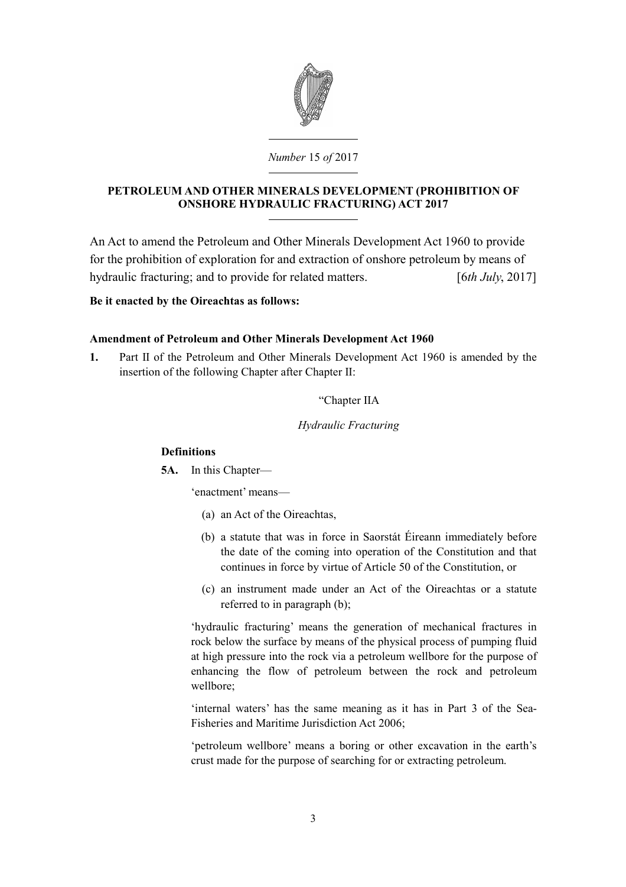*Number* 15 *of* 2017

**PETROLEUM AND OTHER MINERALS DEVELOPMENT (PROHIBITION OF ONSHORE HYDRAULIC FRACTURING) ACT 2017**

An Act to amend the Petroleum and Other Minerals Development Act 1960 to provide for the prohibition of exploration for and extraction of onshore petroleum by means of hydraulic fracturing; and to provide for related matters. [*6th July*, 2017]

**Be it enacted by the Oireachtas as follows:**

**Amendment of Petroleum and Other Minerals Development Act 1960**

**1.** Part II of the Petroleum and Other Minerals Development Act 1960 is amended by the insertion of the following Chapter after Chapter II:

"Chapter IIA

*Hydraulic Fracturing*

**Definitions**

**5A.** In this Chapter—

'enactment' means—

(a) an Act of the Oireachtas,

(b) a statute that was in force in Saorstát Éireann immediately before the date of the coming into operation of the Constitution and that continues in force by virtue of Article 50 of the Constitution, or

(c) an instrument made under an Act of the Oireachtas or a statute referred to in paragraph (b);

'hydraulic fracturing' means the generation of mechanical fractures in rock below the surface by means of the physical process of pumping fluid at high pressure into the rock via a petroleum wellbore for the purpose of enhancing the flow of petroleum between the rock and petroleum wellbore;

'internal waters' has the same meaning as it has in Part 3 of the Sea-Fisheries and Maritime Jurisdiction Act 2006;

'petroleum wellbore' means a boring or other excavation in the earth's crust made for the purpose of searching for or extracting petroleum.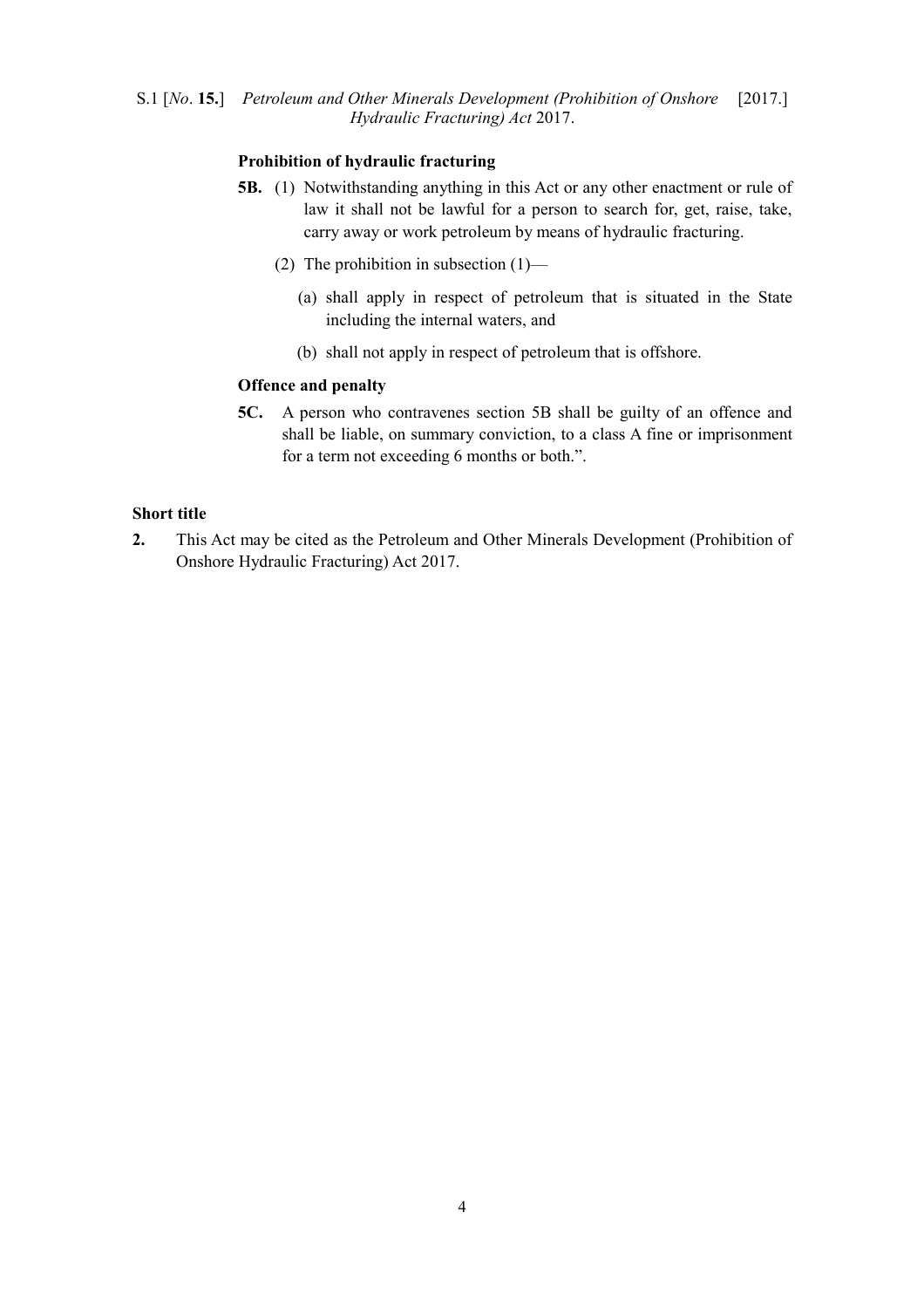**Prohibition of hydraulic fracturing**

**5B.** (1) Notwithstanding anything in this Act or any other enactment or rule of law it shall not be lawful for a person to search for, get, raise, take, carry away or work petroleum by means of hydraulic fracturing.

(2) The prohibition in subsection (1)—

(a) shall apply in respect of petroleum that is situated in the State including the internal waters, and

(b) shall not apply in respect of petroleum that is offshore.

**Offence and penalty**

**5C.** A person who contravenes section 5B shall be guilty of an offence and shall be liable, on summary conviction, to a class A fine or imprisonment for a term not exceeding 6 months or both.".

**Short title**

**2.** This Act may be cited as the Petroleum and Other Minerals Development (Prohibition of Onshore Hydraulic Fracturing) Act 2017.